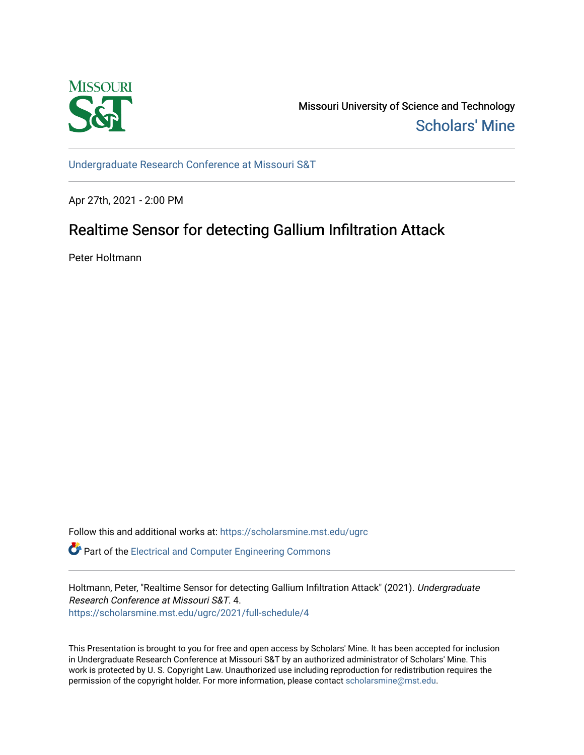Missouri University of Science and Technology

Scholars' Mine

Undergraduate Research Conference at Missouri S&T

Apr 27th, 2021 - 2:00 PM

# Realtime Sensor for detecting Gallium Infiltration Attack

Peter Holtmann

Follow this and additional works at: https://scholarsmine.mst.edu/ugrc

Part of the Electrical and Computer Engineering Commons

Holtmann, Peter, "Realtime Sensor for detecting Gallium Infiltration Attack" (2021). *Undergraduate Research Conference at Missouri S&T*. 4.
https://scholarsmine.mst.edu/ugrc/2021/full-schedule/4

This Presentation is brought to you for free and open access by Scholars' Mine. It has been accepted for inclusion in Undergraduate Research Conference at Missouri S&T by an authorized administrator of Scholars' Mine. This work is protected by U. S. Copyright Law. Unauthorized use including reproduction for redistribution requires the permission of the copyright holder. For more information, please contact scholarsmine@mst.edu.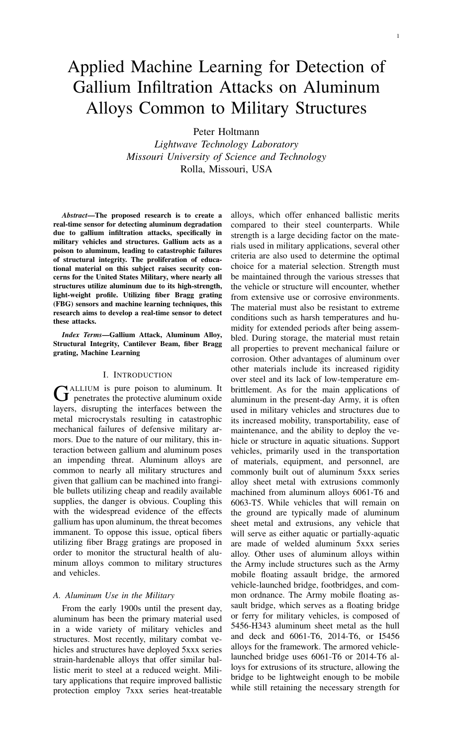# Applied Machine Learning for Detection of Gallium Infiltration Attacks on Aluminum Alloys Common to Military Structures

Peter Holtmann

*Lightwave Technology Laboratory*
*Missouri University of Science and Technology*
Rolla, Missouri, USA

***Abstract*—The proposed research is to create a real-time sensor for detecting aluminum degradation due to gallium infiltration attacks, specifically in military vehicles and structures. Gallium acts as a poison to aluminum, leading to catastrophic failures of structural integrity. The proliferation of educational material on this subject raises security concerns for the United States Military, where nearly all structures utilize aluminum due to its high-strength, light-weight profile. Utilizing fiber Bragg grating (FBG) sensors and machine learning techniques, this research aims to develop a real-time sensor to detect these attacks.**

***Index Terms*—Gallium Attack, Aluminum Alloy, Structural Integrity, Cantilever Beam, fiber Bragg grating, Machine Learning**

## I. Introduction

Gallium is pure poison to aluminum. It penetrates the protective aluminum oxide layers, disrupting the interfaces between the metal microcrystals resulting in catastrophic mechanical failures of defensive military armors. Due to the nature of our military, this interaction between gallium and aluminum poses an impending threat. Aluminum alloys are common to nearly all military structures and given that gallium can be machined into frangible bullets utilizing cheap and readily available supplies, the danger is obvious. Coupling this with the widespread evidence of the effects gallium has upon aluminum, the threat becomes immanent. To oppose this issue, optical fibers utilizing fiber Bragg gratings are proposed in order to monitor the structural health of aluminum alloys common to military structures and vehicles.

### A. Aluminum Use in the Military

From the early 1900s until the present day, aluminum has been the primary material used in a wide variety of military vehicles and structures. Most recently, military combat vehicles and structures have deployed 5xxx series strain-hardenable alloys that offer similar ballistic merit to steel at a reduced weight. Military applications that require improved ballistic protection employ 7xxx series heat-treatable alloys, which offer enhanced ballistic merits compared to their steel counterparts. While strength is a large deciding factor on the materials used in military applications, several other criteria are also used to determine the optimal choice for a material selection. Strength must be maintained through the various stresses that the vehicle or structure will encounter, whether from extensive use or corrosive environments. The material must also be resistant to extreme conditions such as harsh temperatures and humidity for extended periods after being assembled. During storage, the material must retain all properties to prevent mechanical failure or corrosion. Other advantages of aluminum over other materials include its increased rigidity over steel and its lack of low-temperature embrittlement. As for the main applications of aluminum in the present-day Army, it is often used in military vehicles and structures due to its increased mobility, transportability, ease of maintenance, and the ability to deploy the vehicle or structure in aquatic situations. Support vehicles, primarily used in the transportation of materials, equipment, and personnel, are commonly built out of aluminum 5xxx series alloy sheet metal with extrusions commonly machined from aluminum alloys 6061-T6 and 6063-T5. While vehicles that will remain on the ground are typically made of aluminum sheet metal and extrusions, any vehicle that will serve as either aquatic or partially-aquatic are made of welded aluminum 5xxx series alloy. Other uses of aluminum alloys within the Army include structures such as the Army mobile floating assault bridge, the armored vehicle-launched bridge, footbridges, and common ordnance. The Army mobile floating assault bridge, which serves as a floating bridge or ferry for military vehicles, is composed of 5456-H343 aluminum sheet metal as the hull and deck and 6061-T6, 2014-T6, or I5456 alloys for the framework. The armored vehicle-launched bridge uses 6061-T6 or 2014-T6 alloys for extrusions of its structure, allowing the bridge to be lightweight enough to be mobile while still retaining the necessary strength for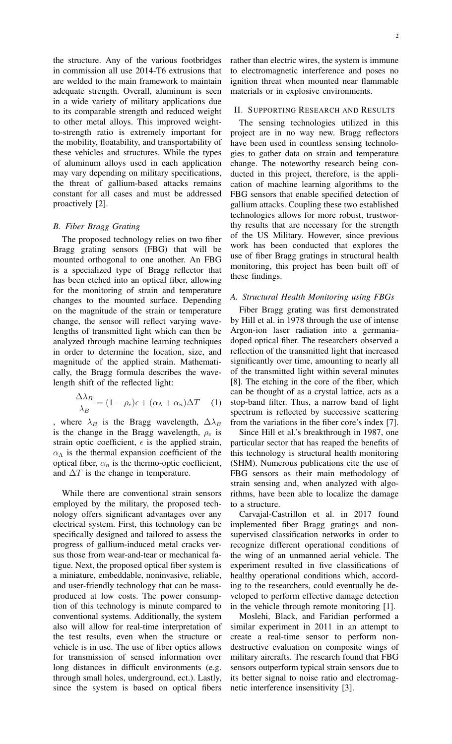the structure. Any of the various footbridges in commission all use 2014-T6 extrusions that are welded to the main framework to maintain adequate strength. Overall, aluminum is seen in a wide variety of military applications due to its comparable strength and reduced weight to other metal alloys. This improved weight-to-strength ratio is extremely important for the mobility, floatability, and transportability of these vehicles and structures. While the types of aluminum alloys used in each application may vary depending on military specifications, the threat of gallium-based attacks remains constant for all cases and must be addressed proactively [2].

### *B. Fiber Bragg Grating*

The proposed technology relies on two fiber Bragg grating sensors (FBG) that will be mounted orthogonal to one another. An FBG is a specialized type of Bragg reflector that has been etched into an optical fiber, allowing for the monitoring of strain and temperature changes to the mounted surface. Depending on the magnitude of the strain or temperature change, the sensor will reflect varying wavelengths of transmitted light which can then be analyzed through machine learning techniques in order to determine the location, size, and magnitude of the applied strain. Mathematically, the Bragg formula describes the wavelength shift of the reflected light:

$$\frac{\Delta\lambda_B}{\lambda_B} = (1 - \rho_e)\epsilon + (\alpha_\Lambda + \alpha_n)\Delta T \quad (1)$$

, where $\lambda_B$ is the Bragg wavelength, $\Delta\lambda_B$ is the change in the Bragg wavelength, $\rho_e$ is strain optic coefficient, $\epsilon$ is the applied strain, $\alpha_\Lambda$ is the thermal expansion coefficient of the optical fiber, $\alpha_n$ is the thermo-optic coefficient, and $\Delta T$ is the change in temperature.

While there are conventional strain sensors employed by the military, the proposed technology offers significant advantages over any electrical system. First, this technology can be specifically designed and tailored to assess the progress of gallium-induced metal cracks versus those from wear-and-tear or mechanical fatigue. Next, the proposed optical fiber system is a miniature, embeddable, noninvasive, reliable, and user-friendly technology that can be mass-produced at low costs. The power consumption of this technology is minute compared to conventional systems. Additionally, the system also will allow for real-time interpretation of the test results, even when the structure or vehicle is in use. The use of fiber optics allows for transmission of sensed information over long distances in difficult environments (e.g. through small holes, underground, ect.). Lastly, since the system is based on optical fibers rather than electric wires, the system is immune to electromagnetic interference and poses no ignition threat when mounted near flammable materials or in explosive environments.

## II. Supporting Research and Results

The sensing technologies utilized in this project are in no way new. Bragg reflectors have been used in countless sensing technologies to gather data on strain and temperature change. The noteworthy research being conducted in this project, therefore, is the application of machine learning algorithms to the FBG sensors that enable specified detection of gallium attacks. Coupling these two established technologies allows for more robust, trustworthy results that are necessary for the strength of the US Military. However, since previous work has been conducted that explores the use of fiber Bragg gratings in structural health monitoring, this project has been built off of these findings.

### *A. Structural Health Monitoring using FBGs*

Fiber Bragg grating was first demonstrated by Hill et al. in 1978 through the use of intense Argon-ion laser radiation into a germania-doped optical fiber. The researchers observed a reflection of the transmitted light that increased significantly over time, amounting to nearly all of the transmitted light within several minutes [8]. The etching in the core of the fiber, which can be thought of as a crystal lattice, acts as a stop-band filter. Thus, a narrow band of light spectrum is reflected by successive scattering from the variations in the fiber core's index [7].

Since Hill et al.'s breakthrough in 1987, one particular sector that has reaped the benefits of this technology is structural health monitoring (SHM). Numerous publications cite the use of FBG sensors as their main methodology of strain sensing and, when analyzed with algorithms, have been able to localize the damage to a structure.

Carvajal-Castrillon et al. in 2017 found implemented fiber Bragg gratings and non-supervised classification networks in order to recognize different operational conditions of the wing of an unmanned aerial vehicle. The experiment resulted in five classifications of healthy operational conditions which, according to the researchers, could eventually be developed to perform effective damage detection in the vehicle through remote monitoring [1].

Moslehi, Black, and Faridian performed a similar experiment in 2011 in an attempt to create a real-time sensor to perform non-destructive evaluation on composite wings of military aircrafts. The research found that FBG sensors outperform typical strain sensors due to its better signal to noise ratio and electromagnetic interference insensitivity [3].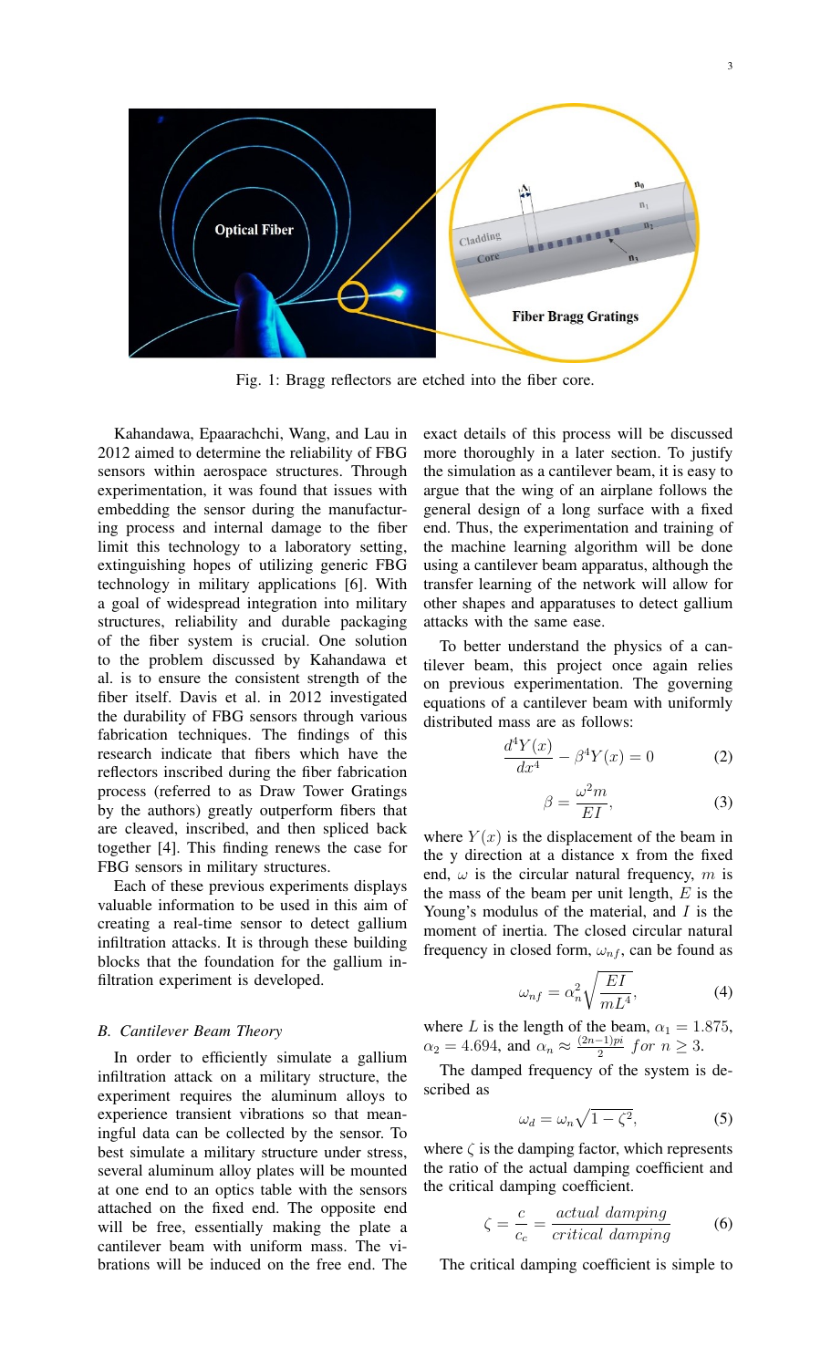Fig. 1: Bragg reflectors are etched into the fiber core.

Kahandawa, Epaarachchi, Wang, and Lau in 2012 aimed to determine the reliability of FBG sensors within aerospace structures. Through experimentation, it was found that issues with embedding the sensor during the manufacturing process and internal damage to the fiber limit this technology to a laboratory setting, extinguishing hopes of utilizing generic FBG technology in military applications [6]. With a goal of widespread integration into military structures, reliability and durable packaging of the fiber system is crucial. One solution to the problem discussed by Kahandawa et al. is to ensure the consistent strength of the fiber itself. Davis et al. in 2012 investigated the durability of FBG sensors through various fabrication techniques. The findings of this research indicate that fibers which have the reflectors inscribed during the fiber fabrication process (referred to as Draw Tower Gratings by the authors) greatly outperform fibers that are cleaved, inscribed, and then spliced back together [4]. This finding renews the case for FBG sensors in military structures.

Each of these previous experiments displays valuable information to be used in this aim of creating a real-time sensor to detect gallium infiltration attacks. It is through these building blocks that the foundation for the gallium infiltration experiment is developed.

### *B. Cantilever Beam Theory*

In order to efficiently simulate a gallium infiltration attack on a military structure, the experiment requires the aluminum alloys to experience transient vibrations so that meaningful data can be collected by the sensor. To best simulate a military structure under stress, several aluminum alloy plates will be mounted at one end to an optics table with the sensors attached on the fixed end. The opposite end will be free, essentially making the plate a cantilever beam with uniform mass. The vibrations will be induced on the free end. The exact details of this process will be discussed more thoroughly in a later section. To justify the simulation as a cantilever beam, it is easy to argue that the wing of an airplane follows the general design of a long surface with a fixed end. Thus, the experimentation and training of the machine learning algorithm will be done using a cantilever beam apparatus, although the transfer learning of the network will allow for other shapes and apparatuses to detect gallium attacks with the same ease.

To better understand the physics of a cantilever beam, this project once again relies on previous experimentation. The governing equations of a cantilever beam with uniformly distributed mass are as follows:

$$\frac{d^4Y(x)}{dx^4} - \beta^4 Y(x) = 0 \tag{2}$$

$$\beta = \frac{\omega^2 m}{EI}, \tag{3}$$

where $Y(x)$ is the displacement of the beam in the y direction at a distance x from the fixed end, $\omega$ is the circular natural frequency, $m$ is the mass of the beam per unit length, $E$ is the Young's modulus of the material, and $I$ is the moment of inertia. The closed circular natural frequency in closed form, $\omega_{nf}$, can be found as

$$\omega_{nf} = \alpha_n^2 \sqrt{\frac{EI}{mL^4}}, \tag{4}$$

where $L$ is the length of the beam, $\alpha_1 = 1.875$, $\alpha_2 = 4.694$, and $\alpha_n \approx \frac{(2n-1)pi}{2}$ $for\ n \geq 3$.

The damped frequency of the system is described as

$$\omega_d = \omega_n \sqrt{1 - \zeta^2}, \tag{5}$$

where $\zeta$ is the damping factor, which represents the ratio of the actual damping coefficient and the critical damping coefficient.

$$\zeta = \frac{c}{c_c} = \frac{actual\ damping}{critical\ damping} \tag{6}$$

The critical damping coefficient is simple to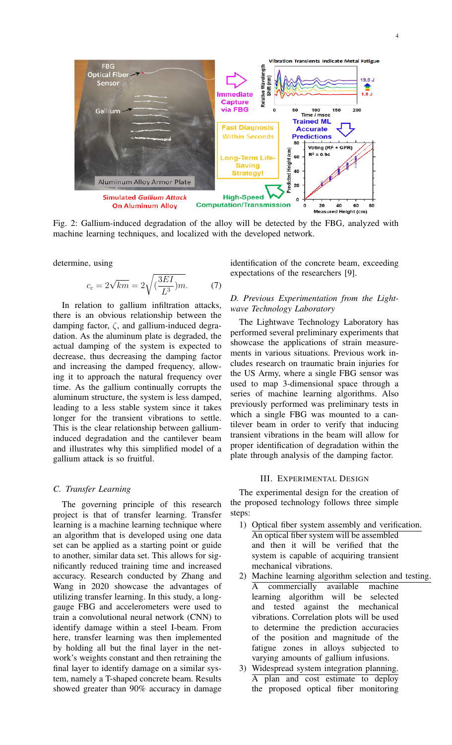Fig. 2: Gallium-induced degradation of the alloy will be detected by the FBG, analyzed with machine learning techniques, and localized with the developed network.

determine, using

$$c_c = 2\sqrt{km} = 2\sqrt{(\frac{3EI}{L^3})m}. \qquad (7)$$

In relation to gallium infiltration attacks, there is an obvious relationship between the damping factor, $\zeta$, and gallium-induced degradation. As the aluminum plate is degraded, the actual damping of the system is expected to decrease, thus decreasing the damping factor and increasing the damped frequency, allowing it to approach the natural frequency over time. As the gallium continually corrupts the aluminum structure, the system is less damped, leading to a less stable system since it takes longer for the transient vibrations to settle. This is the clear relationship between gallium-induced degradation and the cantilever beam and illustrates why this simplified model of a gallium attack is so fruitful.

### C. Transfer Learning

The governing principle of this research project is that of transfer learning. Transfer learning is a machine learning technique where an algorithm that is developed using one data set can be applied as a starting point or guide to another, similar data set. This allows for significantly reduced training time and increased accuracy. Research conducted by Zhang and Wang in 2020 showcase the advantages of utilizing transfer learning. In this study, a long-gauge FBG and accelerometers were used to train a convolutional neural network (CNN) to identify damage within a steel I-beam. From here, transfer learning was then implemented by holding all but the final layer in the network's weights constant and then retraining the final layer to identify damage on a similar system, namely a T-shaped concrete beam. Results showed greater than 90% accuracy in damage identification of the concrete beam, exceeding expectations of the researchers [9].

### D. Previous Experimentation from the Lightwave Technology Laboratory

The Lightwave Technology Laboratory has performed several preliminary experiments that showcase the applications of strain measurements in various situations. Previous work includes research on traumatic brain injuries for the US Army, where a single FBG sensor was used to map 3-dimensional space through a series of machine learning algorithms. Also previously performed was preliminary tests in which a single FBG was mounted to a cantilever beam in order to verify that inducing transient vibrations in the beam will allow for proper identification of degradation within the plate through analysis of the damping factor.

## III. Experimental Design

The experimental design for the creation of the proposed technology follows three simple steps:

1) Optical fiber system assembly and verification. An optical fiber system will be assembled and then it will be verified that the system is capable of acquiring transient mechanical vibrations.
2) Machine learning algorithm selection and testing. A commercially available machine learning algorithm will be selected and tested against the mechanical vibrations. Correlation plots will be used to determine the prediction accuracies of the position and magnitude of the fatigue zones in alloys subjected to varying amounts of gallium infusions.
3) Widespread system integration planning. A plan and cost estimate to deploy the proposed optical fiber monitoring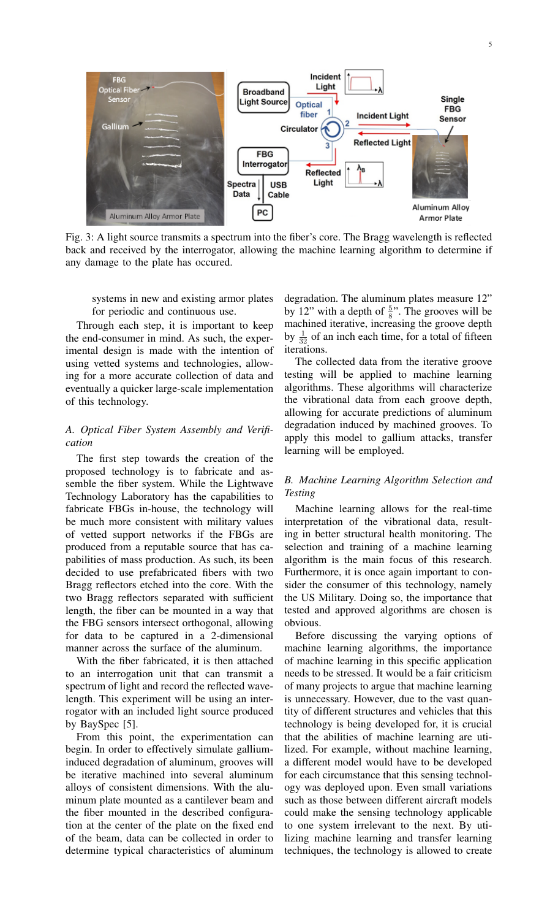Fig. 3: A light source transmits a spectrum into the fiber's core. The Bragg wavelength is reflected back and received by the interrogator, allowing the machine learning algorithm to determine if any damage to the plate has occured.

systems in new and existing armor plates for periodic and continuous use.

Through each step, it is important to keep the end-consumer in mind. As such, the experimental design is made with the intention of using vetted systems and technologies, allowing for a more accurate collection of data and eventually a quicker large-scale implementation of this technology.

### *A. Optical Fiber System Assembly and Verification*

The first step towards the creation of the proposed technology is to fabricate and assemble the fiber system. While the Lightwave Technology Laboratory has the capabilities to fabricate FBGs in-house, the technology will be much more consistent with military values of vetted support networks if the FBGs are produced from a reputable source that has capabilities of mass production. As such, its been decided to use prefabricated fibers with two Bragg reflectors etched into the core. With the two Bragg reflectors separated with sufficient length, the fiber can be mounted in a way that the FBG sensors intersect orthogonal, allowing for data to be captured in a 2-dimensional manner across the surface of the aluminum.

With the fiber fabricated, it is then attached to an interrogation unit that can transmit a spectrum of light and record the reflected wavelength. This experiment will be using an interrogator with an included light source produced by BaySpec [5].

From this point, the experimentation can begin. In order to effectively simulate gallium-induced degradation of aluminum, grooves will be iterative machined into several aluminum alloys of consistent dimensions. With the aluminum plate mounted as a cantilever beam and the fiber mounted in the described configuration at the center of the plate on the fixed end of the beam, data can be collected in order to determine typical characteristics of aluminum degradation. The aluminum plates measure 12" by 12" with a depth of $\frac{5}{8}$". The grooves will be machined iterative, increasing the groove depth by $\frac{1}{32}$ of an inch each time, for a total of fifteen iterations.

The collected data from the iterative groove testing will be applied to machine learning algorithms. These algorithms will characterize the vibrational data from each groove depth, allowing for accurate predictions of aluminum degradation induced by machined grooves. To apply this model to gallium attacks, transfer learning will be employed.

### *B. Machine Learning Algorithm Selection and Testing*

Machine learning allows for the real-time interpretation of the vibrational data, resulting in better structural health monitoring. The selection and training of a machine learning algorithm is the main focus of this research. Furthermore, it is once again important to consider the consumer of this technology, namely the US Military. Doing so, the importance that tested and approved algorithms are chosen is obvious.

Before discussing the varying options of machine learning algorithms, the importance of machine learning in this specific application needs to be stressed. It would be a fair criticism of many projects to argue that machine learning is unnecessary. However, due to the vast quantity of different structures and vehicles that this technology is being developed for, it is crucial that the abilities of machine learning are utilized. For example, without machine learning, a different model would have to be developed for each circumstance that this sensing technology was deployed upon. Even small variations such as those between different aircraft models could make the sensing technology applicable to one system irrelevant to the next. By utilizing machine learning and transfer learning techniques, the technology is allowed to create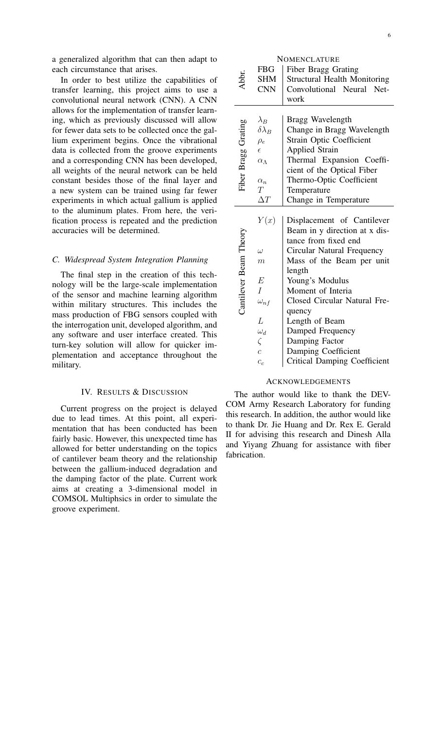a generalized algorithm that can then adapt to each circumstance that arises.

In order to best utilize the capabilities of transfer learning, this project aims to use a convolutional neural network (CNN). A CNN allows for the implementation of transfer learning, which as previously discussed will allow for fewer data sets to be collected once the gallium experiment begins. Once the vibrational data is collected from the groove experiments and a corresponding CNN has been developed, all weights of the neural network can be held constant besides those of the final layer and a new system can be trained using far fewer experiments in which actual gallium is applied to the aluminum plates. From here, the verification process is repeated and the prediction accuracies will be determined.

### *C. Widespread System Integration Planning*

The final step in the creation of this technology will be the large-scale implementation of the sensor and machine learning algorithm within military structures. This includes the mass production of FBG sensors coupled with the interrogation unit, developed algorithm, and any software and user interface created. This turn-key solution will allow for quicker implementation and acceptance throughout the military.

## IV. Results & Discussion

Current progress on the project is delayed due to lead times. At this point, all experimentation that has been conducted has been fairly basic. However, this unexpected time has allowed for better understanding on the topics of cantilever beam theory and the relationship between the gallium-induced degradation and the damping factor of the plate. Current work aims at creating a 3-dimensional model in COMSOL Multiphsics in order to simulate the groove experiment.

## Nomenclature

| Category | Symbol | Description |
|---|---|---|
| Abbr. | FBG | Fiber Bragg Grating |
| | SHM | Structural Health Monitoring |
| | CNN | Convolutional Neural Network |
| Fiber Bragg Grating | $\lambda_B$ | Bragg Wavelength |
| | $\delta\lambda_B$ | Change in Bragg Wavelength |
| | $\rho_e$ | Strain Optic Coefficient |
| | $\epsilon$ | Applied Strain |
| | $\alpha_\Lambda$ | Thermal Expansion Coefficient of the Optical Fiber |
| | $\alpha_n$ | Thermo-Optic Coefficient |
| | $T$ | Temperature |
| | $\Delta T$ | Change in Temperature |
| Cantilever Beam Theory | $Y(x)$ | Displacement of Cantilever Beam in y direction at x distance from fixed end |
| | $\omega$ | Circular Natural Frequency |
| | $m$ | Mass of the Beam per unit length |
| | $E$ | Young's Modulus |
| | $I$ | Moment of Interia |
| | $\omega_{nf}$ | Closed Circular Natural Frequency |
| | $L$ | Length of Beam |
| | $\omega_d$ | Damped Frequency |
| | $\zeta$ | Damping Factor |
| | $c$ | Damping Coefficient |
| | $c_c$ | Critical Damping Coefficient |

## Acknowledgements

The author would like to thank the DEVCOM Army Research Laboratory for funding this research. In addition, the author would like to thank Dr. Jie Huang and Dr. Rex E. Gerald II for advising this research and Dinesh Alla and Yiyang Zhuang for assistance with fiber fabrication.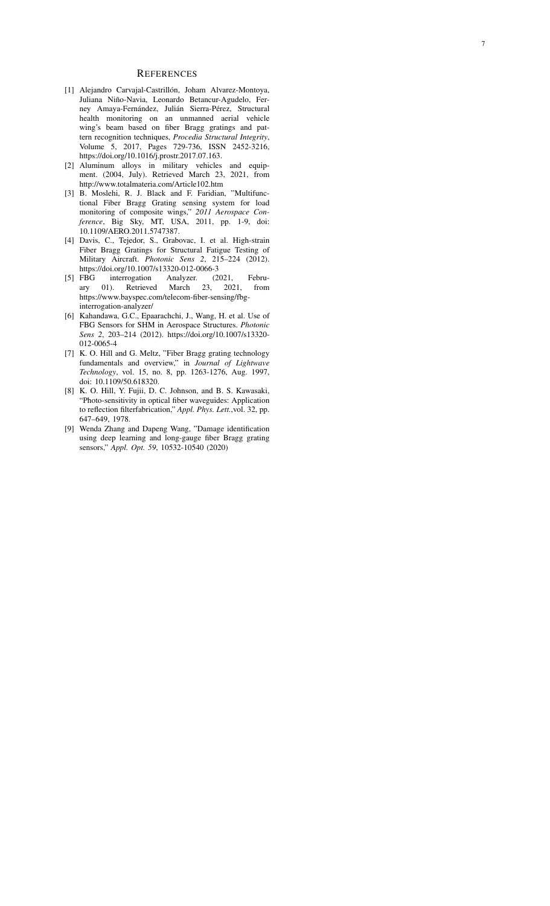# References

[1] Alejandro Carvajal-Castrillón, Joham Alvarez-Montoya, Juliana Niño-Navia, Leonardo Betancur-Agudelo, Ferney Amaya-Fernández, Julián Sierra-Pérez, Structural health monitoring on an unmanned aerial vehicle wing's beam based on fiber Bragg gratings and pattern recognition techniques, *Procedia Structural Integrity*, Volume 5, 2017, Pages 729-736, ISSN 2452-3216, https://doi.org/10.1016/j.prostr.2017.07.163.

[2] Aluminum alloys in military vehicles and equipment. (2004, July). Retrieved March 23, 2021, from http://www.totalmateria.com/Article102.htm

[3] B. Moslehi, R. J. Black and F. Faridian, "Multifunctional Fiber Bragg Grating sensing system for load monitoring of composite wings," *2011 Aerospace Conference*, Big Sky, MT, USA, 2011, pp. 1-9, doi: 10.1109/AERO.2011.5747387.

[4] Davis, C., Tejedor, S., Grabovac, I. et al. High-strain Fiber Bragg Gratings for Structural Fatigue Testing of Military Aircraft. *Photonic Sens 2*, 215–224 (2012). https://doi.org/10.1007/s13320-012-0066-3

[5] FBG interrogation Analyzer. (2021, February 01). Retrieved March 23, 2021, from https://www.bayspec.com/telecom-fiber-sensing/fbg-interrogation-analyzer/

[6] Kahandawa, G.C., Epaarachchi, J., Wang, H. et al. Use of FBG Sensors for SHM in Aerospace Structures. *Photonic Sens 2*, 203–214 (2012). https://doi.org/10.1007/s13320-012-0065-4

[7] K. O. Hill and G. Meltz, "Fiber Bragg grating technology fundamentals and overview," in *Journal of Lightwave Technology*, vol. 15, no. 8, pp. 1263-1276, Aug. 1997, doi: 10.1109/50.618320.

[8] K. O. Hill, Y. Fujii, D. C. Johnson, and B. S. Kawasaki, "Photo-sensitivity in optical fiber waveguides: Application to reflection filterfabrication," *Appl. Phys. Lett.*,vol. 32, pp. 647–649, 1978.

[9] Wenda Zhang and Dapeng Wang, "Damage identification using deep learning and long-gauge fiber Bragg grating sensors," *Appl. Opt. 59*, 10532-10540 (2020)